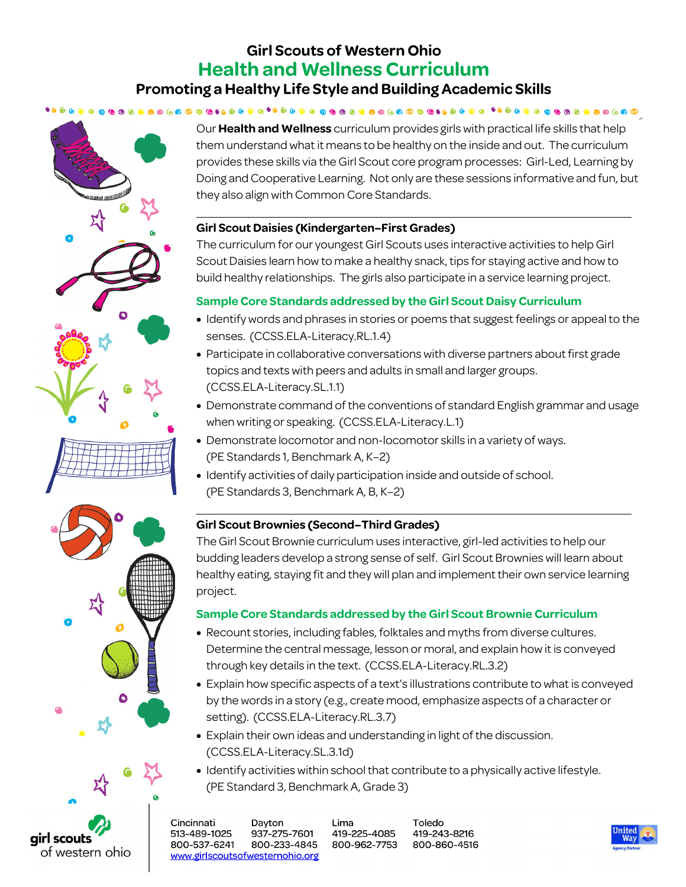# Girl Scouts of Western Ohio

## Health and Wellness Curriculum

### Promoting a Healthy Life Style and Building Academic Skills

Our **Health and Wellness** curriculum provides girls with practical life skills that help them understand what it means to be healthy on the inside and out. The curriculum provides these skills via the Girl Scout core program processes: Girl-Led, Learning by Doing and Cooperative Learning. Not only are these sessions informative and fun, but they also align with Common Core Standards.

---

**Girl Scout Daisies (Kindergarten–First Grades)**

The curriculum for our youngest Girl Scouts uses interactive activities to help Girl Scout Daisies learn how to make a healthy snack, tips for staying active and how to build healthy relationships. The girls also participate in a service learning project.

**Sample Core Standards addressed by the Girl Scout Daisy Curriculum**

- Identify words and phrases in stories or poems that suggest feelings or appeal to the senses. (CCSS.ELA-Literacy.RL.1.4)
- Participate in collaborative conversations with diverse partners about first grade topics and texts with peers and adults in small and larger groups. (CCSS.ELA-Literacy.SL.1.1)
- Demonstrate command of the conventions of standard English grammar and usage when writing or speaking. (CCSS.ELA-Literacy.L.1)
- Demonstrate locomotor and non-locomotor skills in a variety of ways. (PE Standards 1, Benchmark A, K–2)
- Identify activities of daily participation inside and outside of school. (PE Standards 3, Benchmark A, B, K–2)

---

**Girl Scout Brownies (Second–Third Grades)**

The Girl Scout Brownie curriculum uses interactive, girl-led activities to help our budding leaders develop a strong sense of self. Girl Scout Brownies will learn about healthy eating, staying fit and they will plan and implement their own service learning project.

**Sample Core Standards addressed by the Girl Scout Brownie Curriculum**

- Recount stories, including fables, folktales and myths from diverse cultures. Determine the central message, lesson or moral, and explain how it is conveyed through key details in the text. (CCSS.ELA-Literacy.RL.3.2)
- Explain how specific aspects of a text's illustrations contribute to what is conveyed by the words in a story (e.g., create mood, emphasize aspects of a character or setting). (CCSS.ELA-Literacy.RL.3.7)
- Explain their own ideas and understanding in light of the discussion. (CCSS.ELA-Literacy.SL.3.1d)
- Identify activities within school that contribute to a physically active lifestyle. (PE Standard 3, Benchmark A, Grade 3)

girl scouts of western ohio

| Cincinnati | Dayton | Lima | Toledo |
|---|---|---|---|
| 513-489-1025 | 937-275-7601 | 419-225-4085 | 419-243-8216 |
| 800-537-6241 | 800-233-4845 | 800-962-7753 | 800-860-4516 |

www.girlscoutsofwesternohio.org

United Way Agency Partner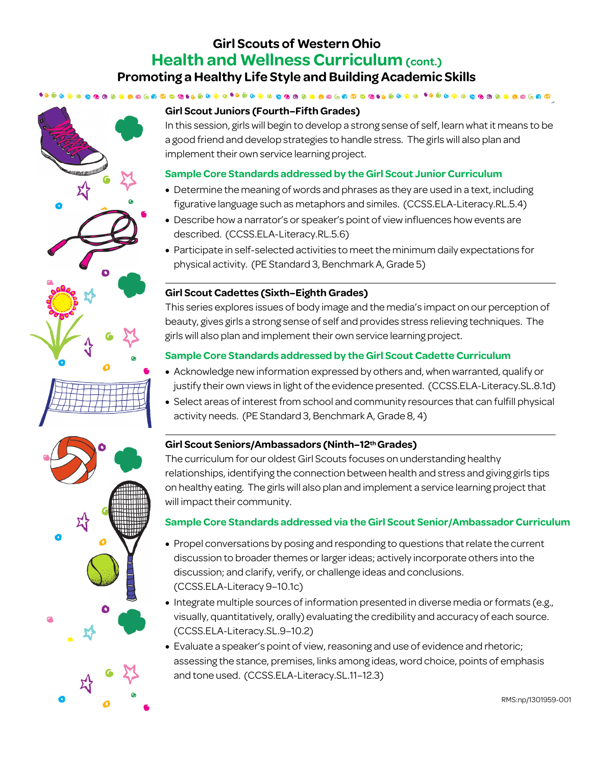# Girl Scouts of Western Ohio

## Health and Wellness Curriculum (cont.)

### Promoting a Healthy Life Style and Building Academic Skills

**Girl Scout Juniors (Fourth–Fifth Grades)**

In this session, girls will begin to develop a strong sense of self, learn what it means to be a good friend and develop strategies to handle stress. The girls will also plan and implement their own service learning project.

**Sample Core Standards addressed by the Girl Scout Junior Curriculum**

- Determine the meaning of words and phrases as they are used in a text, including figurative language such as metaphors and similes. (CCSS.ELA-Literacy.RL.5.4)
- Describe how a narrator's or speaker's point of view influences how events are described. (CCSS.ELA-Literacy.RL.5.6)
- Participate in self-selected activities to meet the minimum daily expectations for physical activity. (PE Standard 3, Benchmark A, Grade 5)

---

**Girl Scout Cadettes (Sixth–Eighth Grades)**

This series explores issues of body image and the media's impact on our perception of beauty, gives girls a strong sense of self and provides stress relieving techniques. The girls will also plan and implement their own service learning project.

**Sample Core Standards addressed by the Girl Scout Cadette Curriculum**

- Acknowledge new information expressed by others and, when warranted, qualify or justify their own views in light of the evidence presented. (CCSS.ELA-Literacy.SL.8.1d)
- Select areas of interest from school and community resources that can fulfill physical activity needs. (PE Standard 3, Benchmark A, Grade 8, 4)

---

**Girl Scout Seniors/Ambassadors (Ninth–12th Grades)**

The curriculum for our oldest Girl Scouts focuses on understanding healthy relationships, identifying the connection between health and stress and giving girls tips on healthy eating. The girls will also plan and implement a service learning project that will impact their community.

**Sample Core Standards addressed via the Girl Scout Senior/Ambassador Curriculum**

- Propel conversations by posing and responding to questions that relate the current discussion to broader themes or larger ideas; actively incorporate others into the discussion; and clarify, verify, or challenge ideas and conclusions. (CCSS.ELA-Literacy 9–10.1c)
- Integrate multiple sources of information presented in diverse media or formats (e.g., visually, quantitatively, orally) evaluating the credibility and accuracy of each source. (CCSS.ELA-Literacy.SL.9–10.2)
- Evaluate a speaker's point of view, reasoning and use of evidence and rhetoric; assessing the stance, premises, links among ideas, word choice, points of emphasis and tone used. (CCSS.ELA-Literacy.SL.11–12.3)

RMS:np/1301959-001